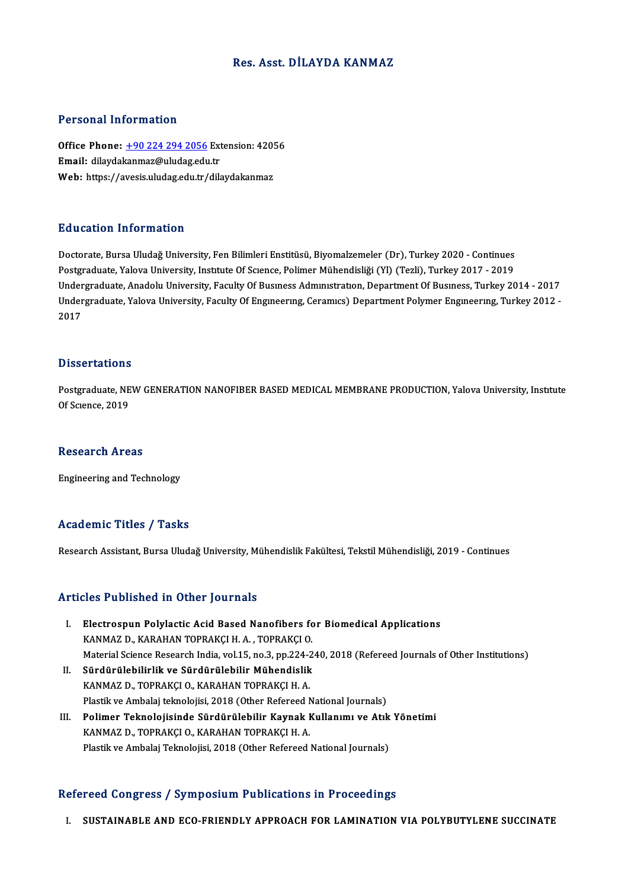# Res. Asst. DİLAYDA KANMAZ

## Personal Information

**Office Phone:** +90 224 294 2056 Extension: 42056
**Email:** dilaydakanmaz@uludag.edu.tr
**Web:** https://avesis.uludag.edu.tr/dilaydakanmaz

## Education Information

Doctorate, Bursa Uludağ University, Fen Bilimleri Enstitüsü, Biyomalzemeler (Dr), Turkey 2020 - Continues
Postgraduate, Yalova University, Institute Of Science, Polimer Mühendisliği (Yl) (Tezli), Turkey 2017 - 2019
Undergraduate, Anadolu University, Faculty Of Business Administration, Department Of Business, Turkey 2014 - 2017
Undergraduate, Yalova University, Faculty Of Engineering, Ceramics) Department Polymer Engineering, Turkey 2012 - 2017

## Dissertations

Postgraduate, NEW GENERATION NANOFIBER BASED MEDICAL MEMBRANE PRODUCTION, Yalova University, Institute Of Science, 2019

## Research Areas

Engineering and Technology

## Academic Titles / Tasks

Research Assistant, Bursa Uludağ University, Mühendislik Fakültesi, Tekstil Mühendisliği, 2019 - Continues

## Articles Published in Other Journals

I. **Electrospun Polylactic Acid Based Nanofibers for Biomedical Applications**
KANMAZ D., KARAHAN TOPRAKÇI H. A. , TOPRAKÇI O.
Material Science Research India, vol.15, no.3, pp.224-240, 2018 (Refereed Journals of Other Institutions)

II. **Sürdürülebilirlik ve Sürdürülebilir Mühendislik**
KANMAZ D., TOPRAKÇI O., KARAHAN TOPRAKÇI H. A.
Plastik ve Ambalaj teknolojisi, 2018 (Other Refereed National Journals)

III. **Polimer Teknolojisinde Sürdürülebilir Kaynak Kullanımı ve Atık Yönetimi**
KANMAZ D., TOPRAKÇI O., KARAHAN TOPRAKÇI H. A.
Plastik ve Ambalaj Teknolojisi, 2018 (Other Refereed National Journals)

## Refereed Congress / Symposium Publications in Proceedings

I. **SUSTAINABLE AND ECO-FRIENDLY APPROACH FOR LAMINATION VIA POLYBUTYLENE SUCCINATE**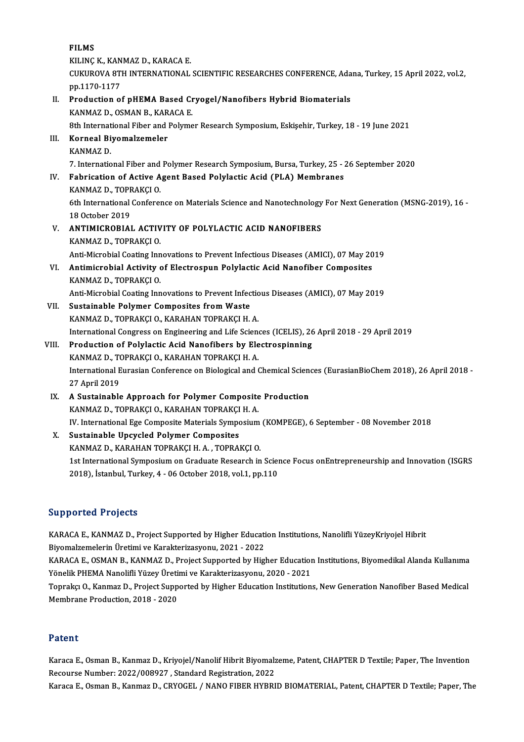FILMS
KILINÇ K., KANMAZ D., KARACA E.
CUKUROVA 8TH INTERNATIONAL SCIENTIFIC RESEARCHES CONFERENCE, Adana, Turkey, 15 April 2022, vol.2, pp.1170-1177

II. **Production of pHEMA Based Cryogel/Nanofibers Hybrid Biomaterials**
KANMAZ D., OSMAN B., KARACA E.
8th International Fiber and Polymer Research Symposium, Eskişehir, Turkey, 18 - 19 June 2021

III. **Korneal Biyomalzemeler**
KANMAZ D.
7. International Fiber and Polymer Research Symposium, Bursa, Turkey, 25 - 26 September 2020

IV. **Fabrication of Active Agent Based Polylactic Acid (PLA) Membranes**
KANMAZ D., TOPRAKÇI O.
6th International Conference on Materials Science and Nanotechnology For Next Generation (MSNG-2019), 16 - 18 October 2019

V. **ANTIMICROBIAL ACTIVITY OF POLYLACTIC ACID NANOFIBERS**
KANMAZ D., TOPRAKÇI O.
Anti-Microbial Coating Innovations to Prevent Infectious Diseases (AMICI), 07 May 2019

VI. **Antimicrobial Activity of Electrospun Polylactic Acid Nanofiber Composites**
KANMAZ D., TOPRAKÇI O.
Anti-Microbial Coating Innovations to Prevent Infectious Diseases (AMICI), 07 May 2019

VII. **Sustainable Polymer Composites from Waste**
KANMAZ D., TOPRAKÇI O., KARAHAN TOPRAKÇI H. A.
International Congress on Engineering and Life Sciences (ICELIS), 26 April 2018 - 29 April 2019

VIII. **Production of Polylactic Acid Nanofibers by Electrospinning**
KANMAZ D., TOPRAKÇI O., KARAHAN TOPRAKÇI H. A.
International Eurasian Conference on Biological and Chemical Sciences (EurasianBioChem 2018), 26 April 2018 - 27 April 2019

IX. **A Sustainable Approach for Polymer Composite Production**
KANMAZ D., TOPRAKÇI O., KARAHAN TOPRAKÇI H. A.
IV. International Ege Composite Materials Symposium (KOMPEGE), 6 September - 08 November 2018

X. **Sustainable Upcycled Polymer Composites**
KANMAZ D., KARAHAN TOPRAKÇI H. A. , TOPRAKÇI O.
1st International Symposium on Graduate Research in Science Focus onEntrepreneurship and Innovation (ISGRS 2018), İstanbul, Turkey, 4 - 06 October 2018, vol.1, pp.110

## Supported Projects

KARACA E., KANMAZ D., Project Supported by Higher Education Institutions, Nanolifli YüzeyKriyojel Hibrit Biyomalzemelerin Üretimi ve Karakterizasyonu, 2021 - 2022

KARACA E., OSMAN B., KANMAZ D., Project Supported by Higher Education Institutions, Biyomedikal Alanda Kullanıma Yönelik PHEMA Nanolifli Yüzey Üretimi ve Karakterizasyonu, 2020 - 2021

Toprakçı O., Kanmaz D., Project Supported by Higher Education Institutions, New Generation Nanofiber Based Medical Membrane Production, 2018 - 2020

## Patent

Karaca E., Osman B., Kanmaz D., Kriyojel/Nanolif Hibrit Biyomalzeme, Patent, CHAPTER D Textile; Paper, The Invention Recourse Number: 2022/008927 , Standard Registration, 2022

Karaca E., Osman B., Kanmaz D., CRYOGEL / NANO FIBER HYBRID BIOMATERIAL, Patent, CHAPTER D Textile; Paper, The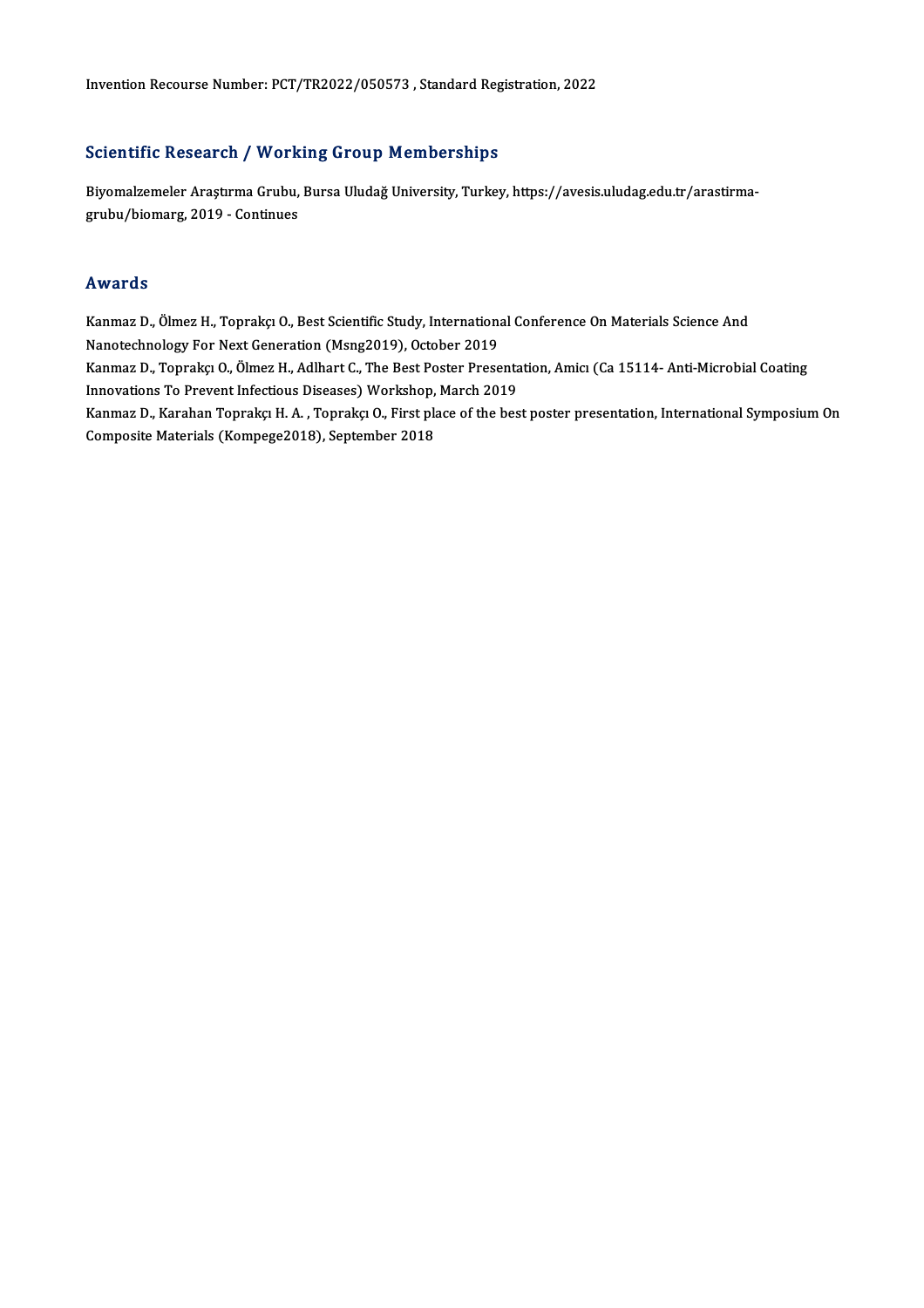Invention Recourse Number: PCT/TR2022/050573 , Standard Registration, 2022

## Scientific Research / Working Group Memberships

Biyomalzemeler Araştırma Grubu, Bursa Uludağ University, Turkey, https://avesis.uludag.edu.tr/arastirma-grubu/biomarg, 2019 - Continues

## Awards

Kanmaz D., Ölmez H., Toprakçı O., Best Scientific Study, International Conference On Materials Science And Nanotechnology For Next Generation (Msng2019), October 2019

Kanmaz D., Toprakçı O., Ölmez H., Adlhart C., The Best Poster Presentation, Amicı (Ca 15114- Anti-Microbial Coating Innovations To Prevent Infectious Diseases) Workshop, March 2019

Kanmaz D., Karahan Toprakçı H. A. , Toprakçı O., First place of the best poster presentation, International Symposium On Composite Materials (Kompege2018), September 2018